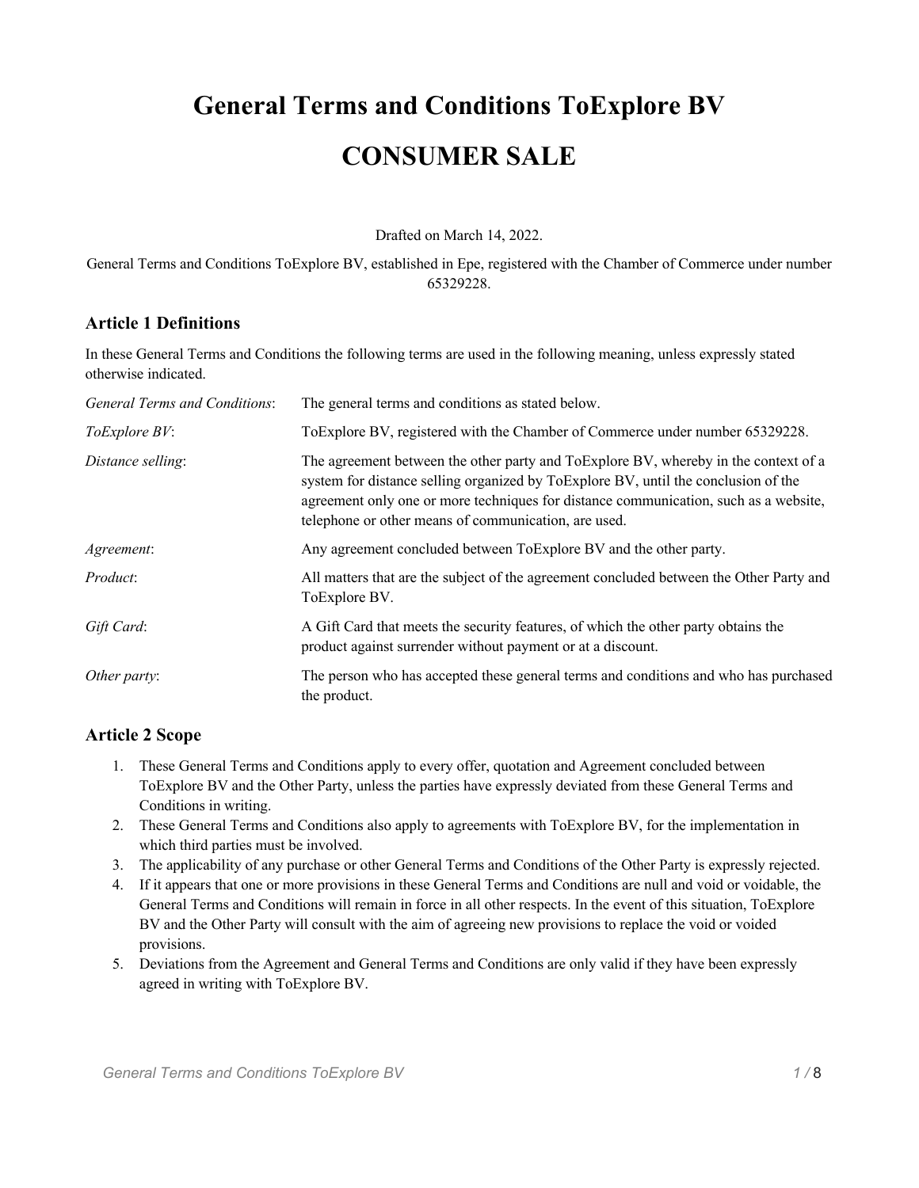# General Terms and Conditions ToExplore BV

# CONSUMER SALE

Drafted on March 14, 2022.

General Terms and Conditions ToExplore BV, established in Epe, registered with the Chamber of Commerce under number 65329228.

## Article 1 Definitions

In these General Terms and Conditions the following terms are used in the following meaning, unless expressly stated otherwise indicated.

| | |
|---|---|
| *General Terms and Conditions*: | The general terms and conditions as stated below. |
| *ToExplore BV*: | ToExplore BV, registered with the Chamber of Commerce under number 65329228. |
| *Distance selling*: | The agreement between the other party and ToExplore BV, whereby in the context of a system for distance selling organized by ToExplore BV, until the conclusion of the agreement only one or more techniques for distance communication, such as a website, telephone or other means of communication, are used. |
| *Agreement*: | Any agreement concluded between ToExplore BV and the other party. |
| *Product*: | All matters that are the subject of the agreement concluded between the Other Party and ToExplore BV. |
| *Gift Card*: | A Gift Card that meets the security features, of which the other party obtains the product against surrender without payment or at a discount. |
| *Other party*: | The person who has accepted these general terms and conditions and who has purchased the product. |

## Article 2 Scope

1. These General Terms and Conditions apply to every offer, quotation and Agreement concluded between ToExplore BV and the Other Party, unless the parties have expressly deviated from these General Terms and Conditions in writing.
2. These General Terms and Conditions also apply to agreements with ToExplore BV, for the implementation in which third parties must be involved.
3. The applicability of any purchase or other General Terms and Conditions of the Other Party is expressly rejected.
4. If it appears that one or more provisions in these General Terms and Conditions are null and void or voidable, the General Terms and Conditions will remain in force in all other respects. In the event of this situation, ToExplore BV and the Other Party will consult with the aim of agreeing new provisions to replace the void or voided provisions.
5. Deviations from the Agreement and General Terms and Conditions are only valid if they have been expressly agreed in writing with ToExplore BV.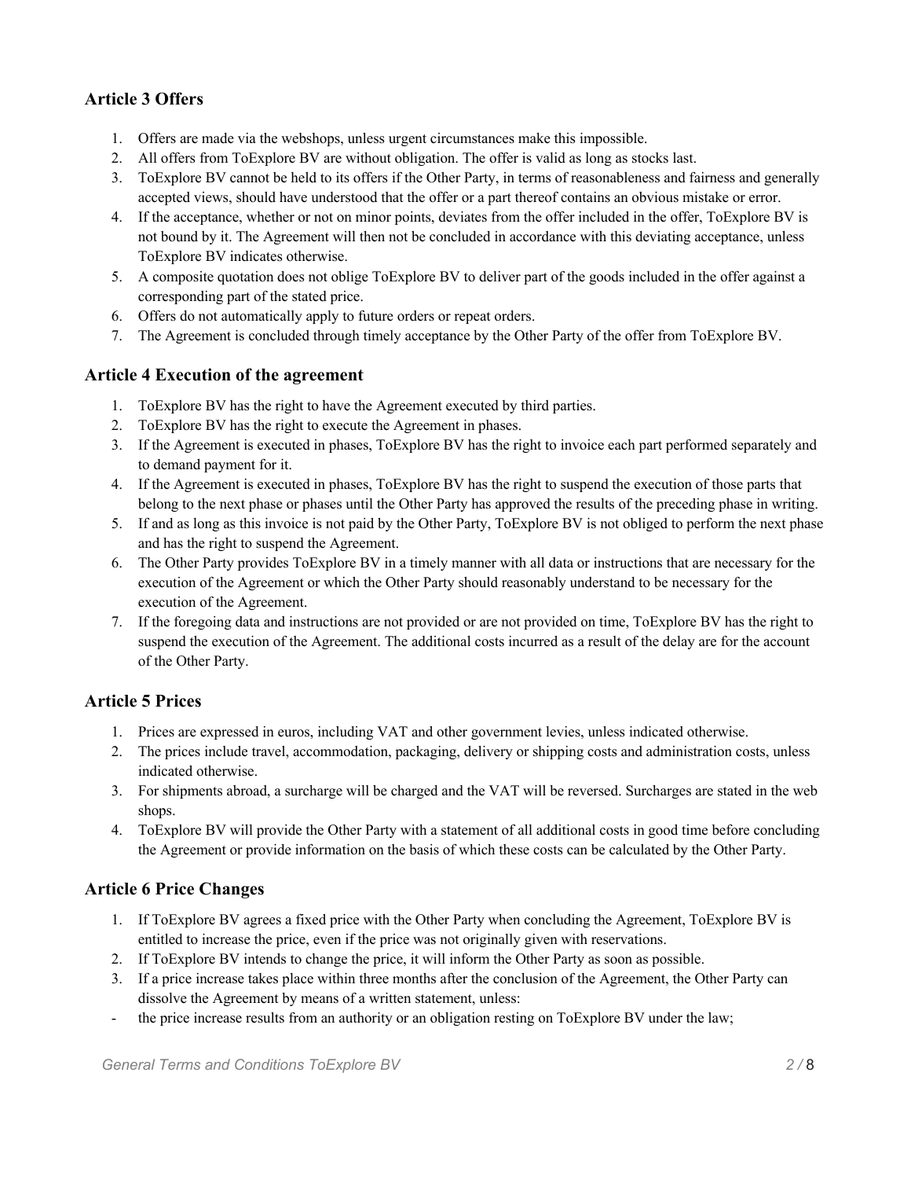## Article 3 Offers

1. Offers are made via the webshops, unless urgent circumstances make this impossible.
2. All offers from ToExplore BV are without obligation. The offer is valid as long as stocks last.
3. ToExplore BV cannot be held to its offers if the Other Party, in terms of reasonableness and fairness and generally accepted views, should have understood that the offer or a part thereof contains an obvious mistake or error.
4. If the acceptance, whether or not on minor points, deviates from the offer included in the offer, ToExplore BV is not bound by it. The Agreement will then not be concluded in accordance with this deviating acceptance, unless ToExplore BV indicates otherwise.
5. A composite quotation does not oblige ToExplore BV to deliver part of the goods included in the offer against a corresponding part of the stated price.
6. Offers do not automatically apply to future orders or repeat orders.
7. The Agreement is concluded through timely acceptance by the Other Party of the offer from ToExplore BV.

## Article 4 Execution of the agreement

1. ToExplore BV has the right to have the Agreement executed by third parties.
2. ToExplore BV has the right to execute the Agreement in phases.
3. If the Agreement is executed in phases, ToExplore BV has the right to invoice each part performed separately and to demand payment for it.
4. If the Agreement is executed in phases, ToExplore BV has the right to suspend the execution of those parts that belong to the next phase or phases until the Other Party has approved the results of the preceding phase in writing.
5. If and as long as this invoice is not paid by the Other Party, ToExplore BV is not obliged to perform the next phase and has the right to suspend the Agreement.
6. The Other Party provides ToExplore BV in a timely manner with all data or instructions that are necessary for the execution of the Agreement or which the Other Party should reasonably understand to be necessary for the execution of the Agreement.
7. If the foregoing data and instructions are not provided or are not provided on time, ToExplore BV has the right to suspend the execution of the Agreement. The additional costs incurred as a result of the delay are for the account of the Other Party.

## Article 5 Prices

1. Prices are expressed in euros, including VAT and other government levies, unless indicated otherwise.
2. The prices include travel, accommodation, packaging, delivery or shipping costs and administration costs, unless indicated otherwise.
3. For shipments abroad, a surcharge will be charged and the VAT will be reversed. Surcharges are stated in the web shops.
4. ToExplore BV will provide the Other Party with a statement of all additional costs in good time before concluding the Agreement or provide information on the basis of which these costs can be calculated by the Other Party.

## Article 6 Price Changes

1. If ToExplore BV agrees a fixed price with the Other Party when concluding the Agreement, ToExplore BV is entitled to increase the price, even if the price was not originally given with reservations.
2. If ToExplore BV intends to change the price, it will inform the Other Party as soon as possible.
3. If a price increase takes place within three months after the conclusion of the Agreement, the Other Party can dissolve the Agreement by means of a written statement, unless:

- the price increase results from an authority or an obligation resting on ToExplore BV under the law;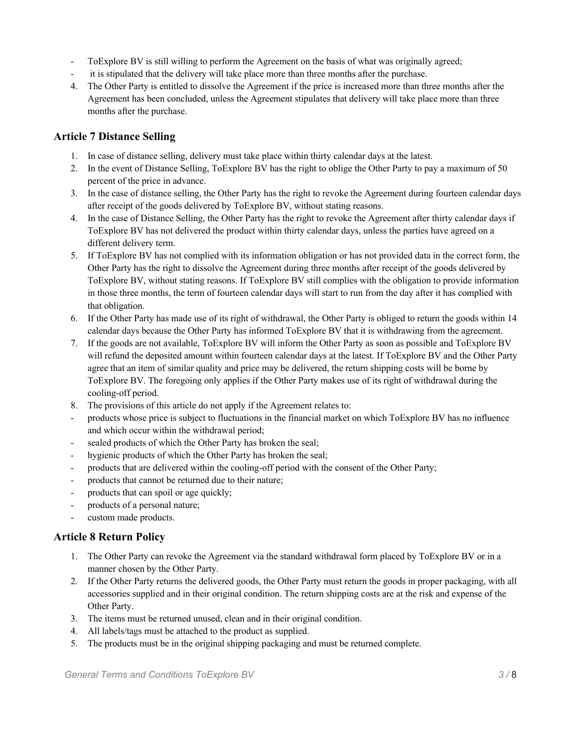- ToExplore BV is still willing to perform the Agreement on the basis of what was originally agreed;
- it is stipulated that the delivery will take place more than three months after the purchase.

4. The Other Party is entitled to dissolve the Agreement if the price is increased more than three months after the Agreement has been concluded, unless the Agreement stipulates that delivery will take place more than three months after the purchase.

## Article 7 Distance Selling

1. In case of distance selling, delivery must take place within thirty calendar days at the latest.
2. In the event of Distance Selling, ToExplore BV has the right to oblige the Other Party to pay a maximum of 50 percent of the price in advance.
3. In the case of distance selling, the Other Party has the right to revoke the Agreement during fourteen calendar days after receipt of the goods delivered by ToExplore BV, without stating reasons.
4. In the case of Distance Selling, the Other Party has the right to revoke the Agreement after thirty calendar days if ToExplore BV has not delivered the product within thirty calendar days, unless the parties have agreed on a different delivery term.
5. If ToExplore BV has not complied with its information obligation or has not provided data in the correct form, the Other Party has the right to dissolve the Agreement during three months after receipt of the goods delivered by ToExplore BV, without stating reasons. If ToExplore BV still complies with the obligation to provide information in those three months, the term of fourteen calendar days will start to run from the day after it has complied with that obligation.
6. If the Other Party has made use of its right of withdrawal, the Other Party is obliged to return the goods within 14 calendar days because the Other Party has informed ToExplore BV that it is withdrawing from the agreement.
7. If the goods are not available, ToExplore BV will inform the Other Party as soon as possible and ToExplore BV will refund the deposited amount within fourteen calendar days at the latest. If ToExplore BV and the Other Party agree that an item of similar quality and price may be delivered, the return shipping costs will be borne by ToExplore BV. The foregoing only applies if the Other Party makes use of its right of withdrawal during the cooling-off period.
8. The provisions of this article do not apply if the Agreement relates to:

- products whose price is subject to fluctuations in the financial market on which ToExplore BV has no influence and which occur within the withdrawal period;
- sealed products of which the Other Party has broken the seal;
- hygienic products of which the Other Party has broken the seal;
- products that are delivered within the cooling-off period with the consent of the Other Party;
- products that cannot be returned due to their nature;
- products that can spoil or age quickly;
- products of a personal nature;
- custom made products.

## Article 8 Return Policy

1. The Other Party can revoke the Agreement via the standard withdrawal form placed by ToExplore BV or in a manner chosen by the Other Party.
2. If the Other Party returns the delivered goods, the Other Party must return the goods in proper packaging, with all accessories supplied and in their original condition. The return shipping costs are at the risk and expense of the Other Party.
3. The items must be returned unused, clean and in their original condition.
4. All labels/tags must be attached to the product as supplied.
5. The products must be in the original shipping packaging and must be returned complete.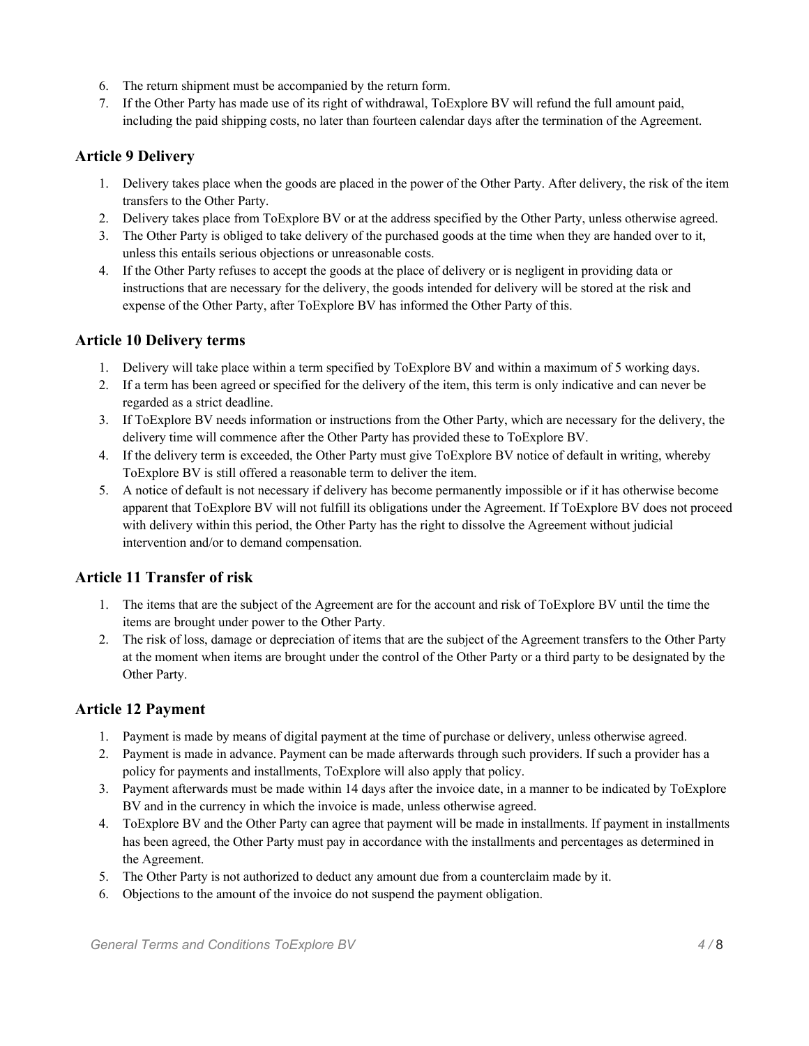6. The return shipment must be accompanied by the return form.
7. If the Other Party has made use of its right of withdrawal, ToExplore BV will refund the full amount paid, including the paid shipping costs, no later than fourteen calendar days after the termination of the Agreement.

### Article 9 Delivery

1. Delivery takes place when the goods are placed in the power of the Other Party. After delivery, the risk of the item transfers to the Other Party.
2. Delivery takes place from ToExplore BV or at the address specified by the Other Party, unless otherwise agreed.
3. The Other Party is obliged to take delivery of the purchased goods at the time when they are handed over to it, unless this entails serious objections or unreasonable costs.
4. If the Other Party refuses to accept the goods at the place of delivery or is negligent in providing data or instructions that are necessary for the delivery, the goods intended for delivery will be stored at the risk and expense of the Other Party, after ToExplore BV has informed the Other Party of this.

### Article 10 Delivery terms

1. Delivery will take place within a term specified by ToExplore BV and within a maximum of 5 working days.
2. If a term has been agreed or specified for the delivery of the item, this term is only indicative and can never be regarded as a strict deadline.
3. If ToExplore BV needs information or instructions from the Other Party, which are necessary for the delivery, the delivery time will commence after the Other Party has provided these to ToExplore BV.
4. If the delivery term is exceeded, the Other Party must give ToExplore BV notice of default in writing, whereby ToExplore BV is still offered a reasonable term to deliver the item.
5. A notice of default is not necessary if delivery has become permanently impossible or if it has otherwise become apparent that ToExplore BV will not fulfill its obligations under the Agreement. If ToExplore BV does not proceed with delivery within this period, the Other Party has the right to dissolve the Agreement without judicial intervention and/or to demand compensation.

### Article 11 Transfer of risk

1. The items that are the subject of the Agreement are for the account and risk of ToExplore BV until the time the items are brought under power to the Other Party.
2. The risk of loss, damage or depreciation of items that are the subject of the Agreement transfers to the Other Party at the moment when items are brought under the control of the Other Party or a third party to be designated by the Other Party.

### Article 12 Payment

1. Payment is made by means of digital payment at the time of purchase or delivery, unless otherwise agreed.
2. Payment is made in advance. Payment can be made afterwards through such providers. If such a provider has a policy for payments and installments, ToExplore will also apply that policy.
3. Payment afterwards must be made within 14 days after the invoice date, in a manner to be indicated by ToExplore BV and in the currency in which the invoice is made, unless otherwise agreed.
4. ToExplore BV and the Other Party can agree that payment will be made in installments. If payment in installments has been agreed, the Other Party must pay in accordance with the installments and percentages as determined in the Agreement.
5. The Other Party is not authorized to deduct any amount due from a counterclaim made by it.
6. Objections to the amount of the invoice do not suspend the payment obligation.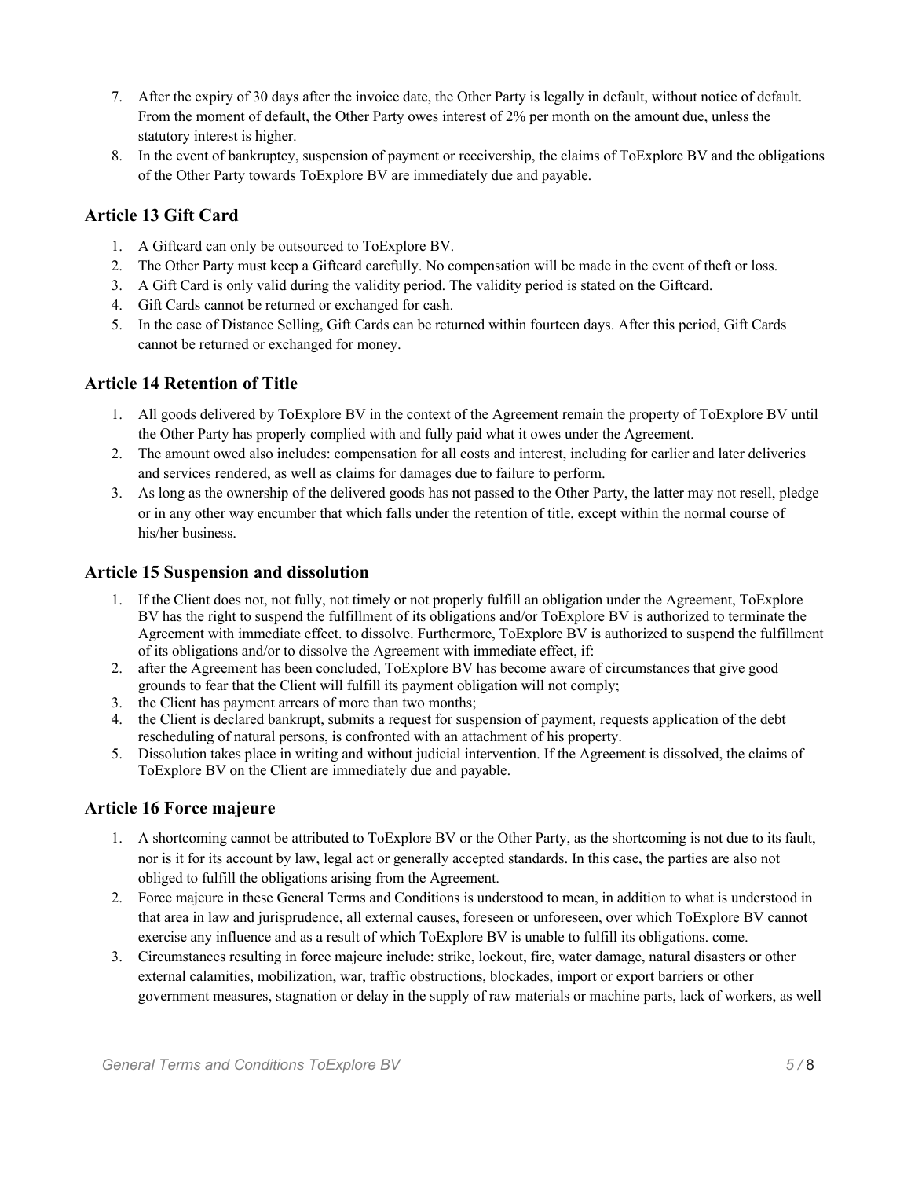7. After the expiry of 30 days after the invoice date, the Other Party is legally in default, without notice of default. From the moment of default, the Other Party owes interest of 2% per month on the amount due, unless the statutory interest is higher.
8. In the event of bankruptcy, suspension of payment or receivership, the claims of ToExplore BV and the obligations of the Other Party towards ToExplore BV are immediately due and payable.

### Article 13 Gift Card

1. A Giftcard can only be outsourced to ToExplore BV.
2. The Other Party must keep a Giftcard carefully. No compensation will be made in the event of theft or loss.
3. A Gift Card is only valid during the validity period. The validity period is stated on the Giftcard.
4. Gift Cards cannot be returned or exchanged for cash.
5. In the case of Distance Selling, Gift Cards can be returned within fourteen days. After this period, Gift Cards cannot be returned or exchanged for money.

### Article 14 Retention of Title

1. All goods delivered by ToExplore BV in the context of the Agreement remain the property of ToExplore BV until the Other Party has properly complied with and fully paid what it owes under the Agreement.
2. The amount owed also includes: compensation for all costs and interest, including for earlier and later deliveries and services rendered, as well as claims for damages due to failure to perform.
3. As long as the ownership of the delivered goods has not passed to the Other Party, the latter may not resell, pledge or in any other way encumber that which falls under the retention of title, except within the normal course of his/her business.

### Article 15 Suspension and dissolution

1. If the Client does not, not fully, not timely or not properly fulfill an obligation under the Agreement, ToExplore BV has the right to suspend the fulfillment of its obligations and/or ToExplore BV is authorized to terminate the Agreement with immediate effect. to dissolve. Furthermore, ToExplore BV is authorized to suspend the fulfillment of its obligations and/or to dissolve the Agreement with immediate effect, if:
2. after the Agreement has been concluded, ToExplore BV has become aware of circumstances that give good grounds to fear that the Client will fulfill its payment obligation will not comply;
3. the Client has payment arrears of more than two months;
4. the Client is declared bankrupt, submits a request for suspension of payment, requests application of the debt rescheduling of natural persons, is confronted with an attachment of his property.
5. Dissolution takes place in writing and without judicial intervention. If the Agreement is dissolved, the claims of ToExplore BV on the Client are immediately due and payable.

### Article 16 Force majeure

1. A shortcoming cannot be attributed to ToExplore BV or the Other Party, as the shortcoming is not due to its fault, nor is it for its account by law, legal act or generally accepted standards. In this case, the parties are also not obliged to fulfill the obligations arising from the Agreement.
2. Force majeure in these General Terms and Conditions is understood to mean, in addition to what is understood in that area in law and jurisprudence, all external causes, foreseen or unforeseen, over which ToExplore BV cannot exercise any influence and as a result of which ToExplore BV is unable to fulfill its obligations. come.
3. Circumstances resulting in force majeure include: strike, lockout, fire, water damage, natural disasters or other external calamities, mobilization, war, traffic obstructions, blockades, import or export barriers or other government measures, stagnation or delay in the supply of raw materials or machine parts, lack of workers, as well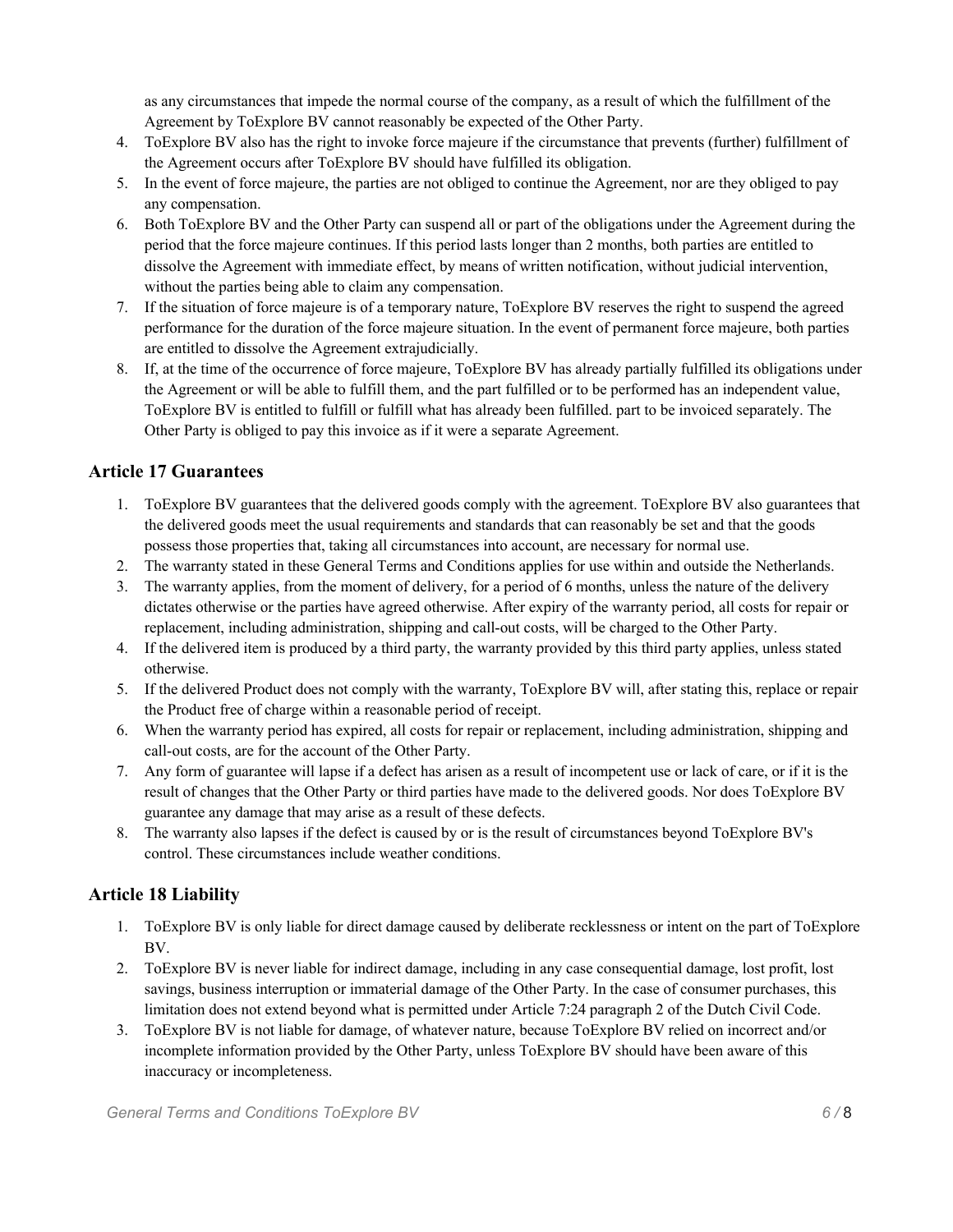as any circumstances that impede the normal course of the company, as a result of which the fulfillment of the Agreement by ToExplore BV cannot reasonably be expected of the Other Party.

4. ToExplore BV also has the right to invoke force majeure if the circumstance that prevents (further) fulfillment of the Agreement occurs after ToExplore BV should have fulfilled its obligation.
5. In the event of force majeure, the parties are not obliged to continue the Agreement, nor are they obliged to pay any compensation.
6. Both ToExplore BV and the Other Party can suspend all or part of the obligations under the Agreement during the period that the force majeure continues. If this period lasts longer than 2 months, both parties are entitled to dissolve the Agreement with immediate effect, by means of written notification, without judicial intervention, without the parties being able to claim any compensation.
7. If the situation of force majeure is of a temporary nature, ToExplore BV reserves the right to suspend the agreed performance for the duration of the force majeure situation. In the event of permanent force majeure, both parties are entitled to dissolve the Agreement extrajudicially.
8. If, at the time of the occurrence of force majeure, ToExplore BV has already partially fulfilled its obligations under the Agreement or will be able to fulfill them, and the part fulfilled or to be performed has an independent value, ToExplore BV is entitled to fulfill or fulfill what has already been fulfilled. part to be invoiced separately. The Other Party is obliged to pay this invoice as if it were a separate Agreement.

## Article 17 Guarantees

1. ToExplore BV guarantees that the delivered goods comply with the agreement. ToExplore BV also guarantees that the delivered goods meet the usual requirements and standards that can reasonably be set and that the goods possess those properties that, taking all circumstances into account, are necessary for normal use.
2. The warranty stated in these General Terms and Conditions applies for use within and outside the Netherlands.
3. The warranty applies, from the moment of delivery, for a period of 6 months, unless the nature of the delivery dictates otherwise or the parties have agreed otherwise. After expiry of the warranty period, all costs for repair or replacement, including administration, shipping and call-out costs, will be charged to the Other Party.
4. If the delivered item is produced by a third party, the warranty provided by this third party applies, unless stated otherwise.
5. If the delivered Product does not comply with the warranty, ToExplore BV will, after stating this, replace or repair the Product free of charge within a reasonable period of receipt.
6. When the warranty period has expired, all costs for repair or replacement, including administration, shipping and call-out costs, are for the account of the Other Party.
7. Any form of guarantee will lapse if a defect has arisen as a result of incompetent use or lack of care, or if it is the result of changes that the Other Party or third parties have made to the delivered goods. Nor does ToExplore BV guarantee any damage that may arise as a result of these defects.
8. The warranty also lapses if the defect is caused by or is the result of circumstances beyond ToExplore BV's control. These circumstances include weather conditions.

## Article 18 Liability

1. ToExplore BV is only liable for direct damage caused by deliberate recklessness or intent on the part of ToExplore BV.
2. ToExplore BV is never liable for indirect damage, including in any case consequential damage, lost profit, lost savings, business interruption or immaterial damage of the Other Party. In the case of consumer purchases, this limitation does not extend beyond what is permitted under Article 7:24 paragraph 2 of the Dutch Civil Code.
3. ToExplore BV is not liable for damage, of whatever nature, because ToExplore BV relied on incorrect and/or incomplete information provided by the Other Party, unless ToExplore BV should have been aware of this inaccuracy or incompleteness.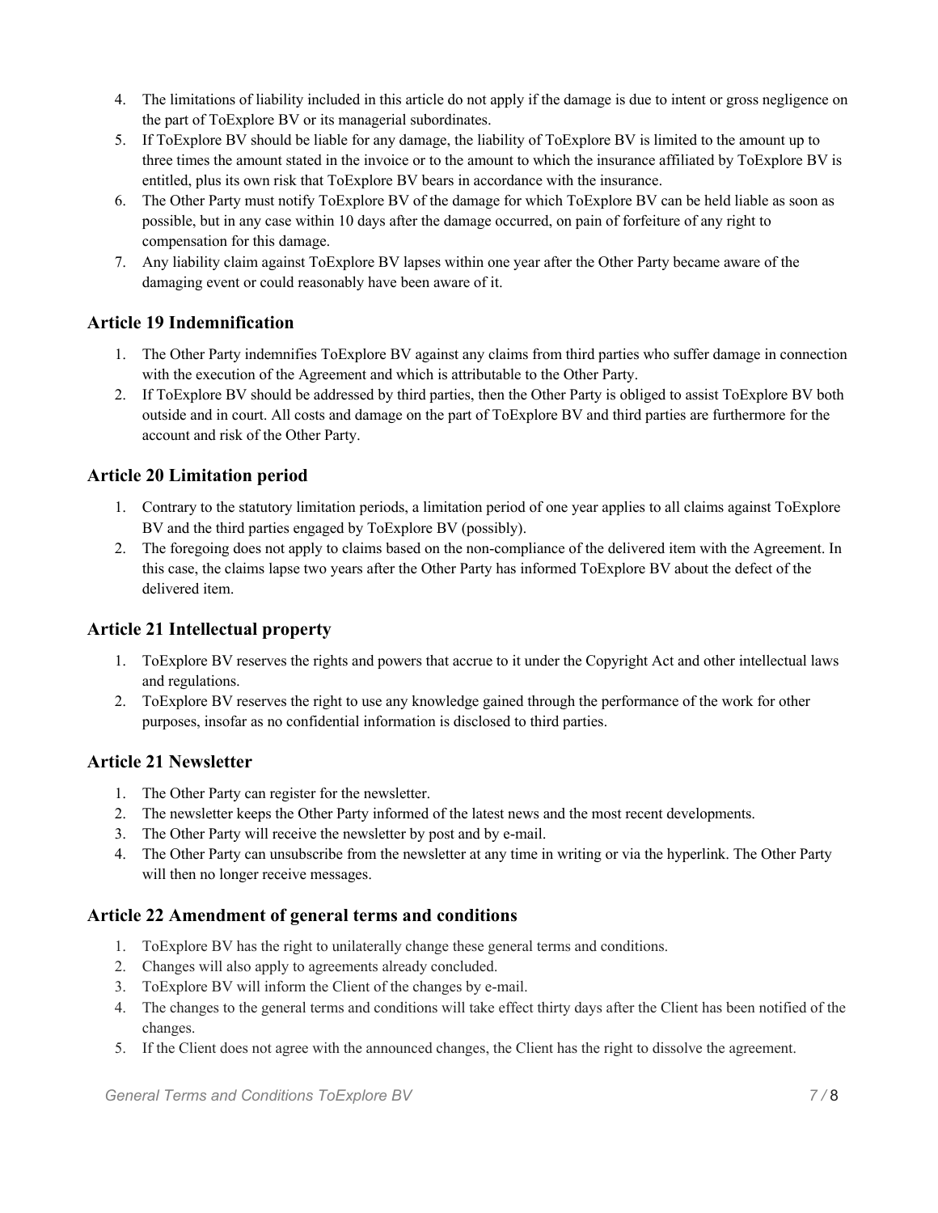4. The limitations of liability included in this article do not apply if the damage is due to intent or gross negligence on the part of ToExplore BV or its managerial subordinates.
5. If ToExplore BV should be liable for any damage, the liability of ToExplore BV is limited to the amount up to three times the amount stated in the invoice or to the amount to which the insurance affiliated by ToExplore BV is entitled, plus its own risk that ToExplore BV bears in accordance with the insurance.
6. The Other Party must notify ToExplore BV of the damage for which ToExplore BV can be held liable as soon as possible, but in any case within 10 days after the damage occurred, on pain of forfeiture of any right to compensation for this damage.
7. Any liability claim against ToExplore BV lapses within one year after the Other Party became aware of the damaging event or could reasonably have been aware of it.

## Article 19 Indemnification

1. The Other Party indemnifies ToExplore BV against any claims from third parties who suffer damage in connection with the execution of the Agreement and which is attributable to the Other Party.
2. If ToExplore BV should be addressed by third parties, then the Other Party is obliged to assist ToExplore BV both outside and in court. All costs and damage on the part of ToExplore BV and third parties are furthermore for the account and risk of the Other Party.

## Article 20 Limitation period

1. Contrary to the statutory limitation periods, a limitation period of one year applies to all claims against ToExplore BV and the third parties engaged by ToExplore BV (possibly).
2. The foregoing does not apply to claims based on the non-compliance of the delivered item with the Agreement. In this case, the claims lapse two years after the Other Party has informed ToExplore BV about the defect of the delivered item.

## Article 21 Intellectual property

1. ToExplore BV reserves the rights and powers that accrue to it under the Copyright Act and other intellectual laws and regulations.
2. ToExplore BV reserves the right to use any knowledge gained through the performance of the work for other purposes, insofar as no confidential information is disclosed to third parties.

## Article 21 Newsletter

1. The Other Party can register for the newsletter.
2. The newsletter keeps the Other Party informed of the latest news and the most recent developments.
3. The Other Party will receive the newsletter by post and by e-mail.
4. The Other Party can unsubscribe from the newsletter at any time in writing or via the hyperlink. The Other Party will then no longer receive messages.

## Article 22 Amendment of general terms and conditions

1. ToExplore BV has the right to unilaterally change these general terms and conditions.
2. Changes will also apply to agreements already concluded.
3. ToExplore BV will inform the Client of the changes by e-mail.
4. The changes to the general terms and conditions will take effect thirty days after the Client has been notified of the changes.
5. If the Client does not agree with the announced changes, the Client has the right to dissolve the agreement.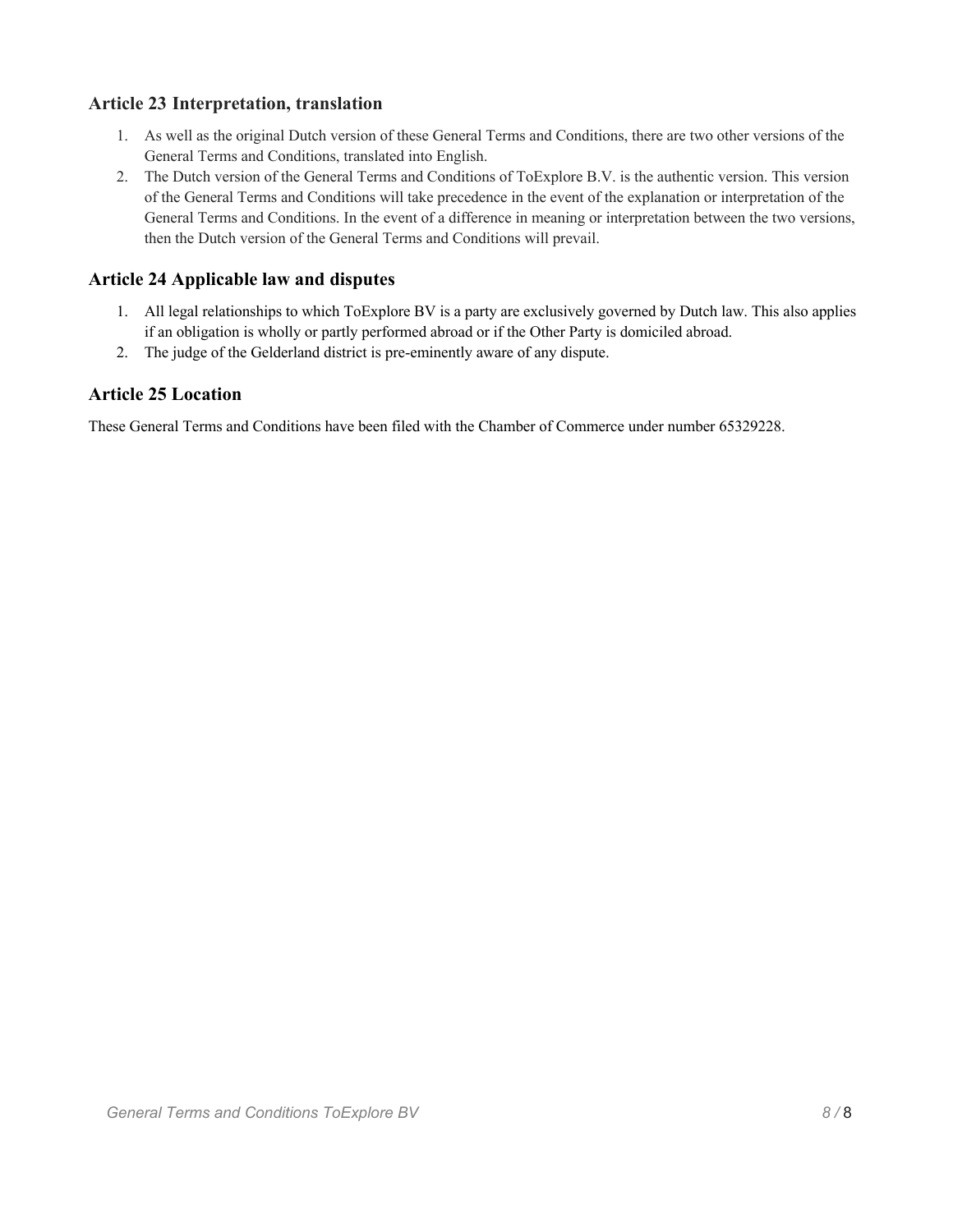### Article 23 Interpretation, translation

1. As well as the original Dutch version of these General Terms and Conditions, there are two other versions of the General Terms and Conditions, translated into English.
2. The Dutch version of the General Terms and Conditions of ToExplore B.V. is the authentic version. This version of the General Terms and Conditions will take precedence in the event of the explanation or interpretation of the General Terms and Conditions. In the event of a difference in meaning or interpretation between the two versions, then the Dutch version of the General Terms and Conditions will prevail.

### Article 24 Applicable law and disputes

1. All legal relationships to which ToExplore BV is a party are exclusively governed by Dutch law. This also applies if an obligation is wholly or partly performed abroad or if the Other Party is domiciled abroad.
2. The judge of the Gelderland district is pre-eminently aware of any dispute.

### Article 25 Location

These General Terms and Conditions have been filed with the Chamber of Commerce under number 65329228.